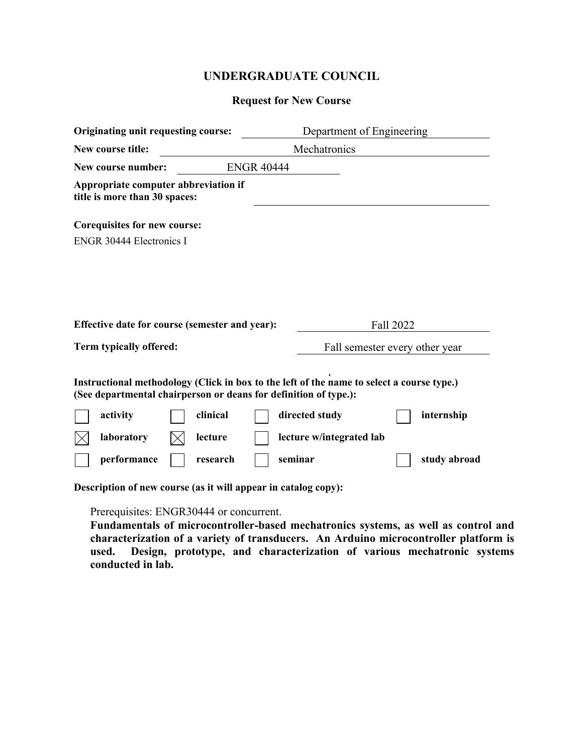# UNDERGRADUATE COUNCIL

## Request for New Course

**Originating unit requesting course:** Department of Engineering

**New course title:** Mechatronics

**New course number:** ENGR 40444

**Appropriate computer abbreviation if title is more than 30 spaces:**

**Corequisites for new course:**

ENGR 30444 Electronics I

**Effective date for course (semester and year):** Fall 2022

**Term typically offered:** Fall semester every other year

**Instructional methodology (Click in box to the left of the name to select a course type.) (See departmental chairperson or deans for definition of type.):**

| | | | | | | | |
|---|---|---|---|---|---|---|---|
| ☐ | **activity** | ☐ | **clinical** | ☐ | **directed study** | ☐ | **internship** |
| ☒ | **laboratory** | ☒ | **lecture** | ☐ | **lecture w/integrated lab** | | |
| ☐ | **performance** | ☐ | **research** | ☐ | **seminar** | ☐ | **study abroad** |

**Description of new course (as it will appear in catalog copy):**

Prerequisites: ENGR30444 or concurrent.

**Fundamentals of microcontroller-based mechatronics systems, as well as control and characterization of a variety of transducers. An Arduino microcontroller platform is used. Design, prototype, and characterization of various mechatronic systems conducted in lab.**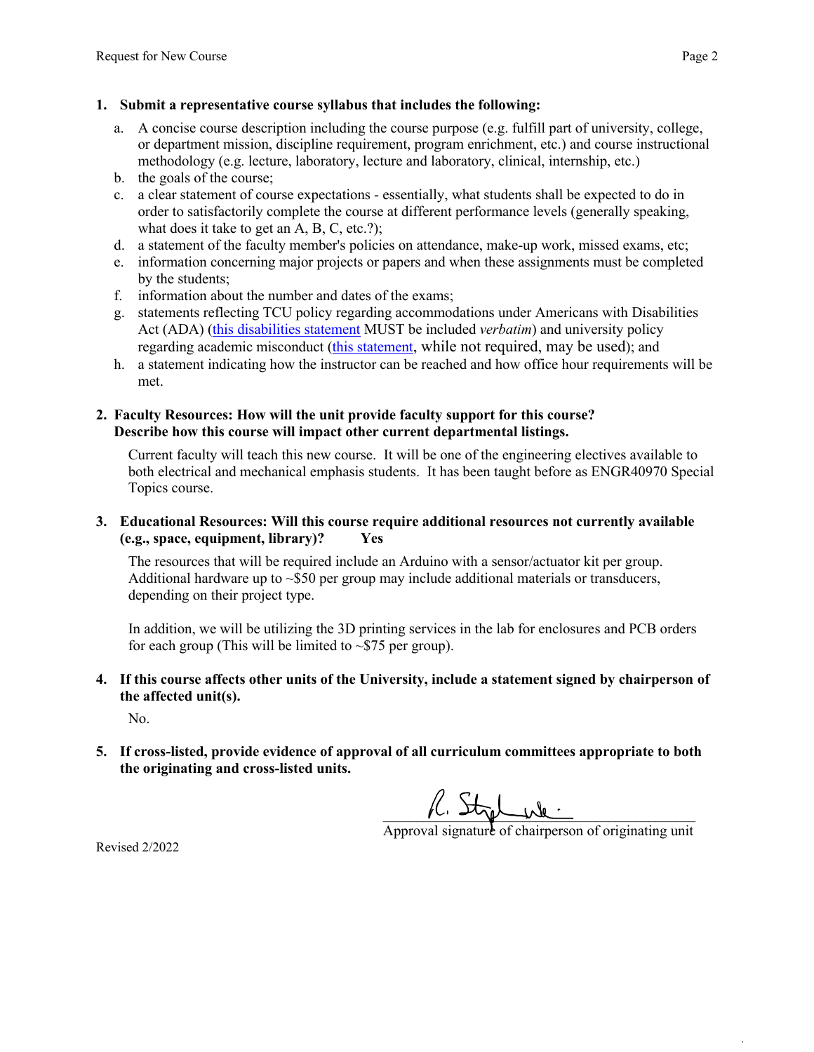1. **Submit a representative course syllabus that includes the following:**
   a. A concise course description including the course purpose (e.g. fulfill part of university, college, or department mission, discipline requirement, program enrichment, etc.) and course instructional methodology (e.g. lecture, laboratory, lecture and laboratory, clinical, internship, etc.)
   b. the goals of the course;
   c. a clear statement of course expectations - essentially, what students shall be expected to do in order to satisfactorily complete the course at different performance levels (generally speaking, what does it take to get an A, B, C, etc.?);
   d. a statement of the faculty member's policies on attendance, make-up work, missed exams, etc;
   e. information concerning major projects or papers and when these assignments must be completed by the students;
   f. information about the number and dates of the exams;
   g. statements reflecting TCU policy regarding accommodations under Americans with Disabilities Act (ADA) (this disabilities statement MUST be included *verbatim*) and university policy regarding academic misconduct (this statement, while not required, may be used); and
   h. a statement indicating how the instructor can be reached and how office hour requirements will be met.

2. **Faculty Resources: How will the unit provide faculty support for this course? Describe how this course will impact other current departmental listings.**

   Current faculty will teach this new course. It will be one of the engineering electives available to both electrical and mechanical emphasis students. It has been taught before as ENGR40970 Special Topics course.

3. **Educational Resources: Will this course require additional resources not currently available (e.g., space, equipment, library)? Yes**

   The resources that will be required include an Arduino with a sensor/actuator kit per group. Additional hardware up to ~$50 per group may include additional materials or transducers, depending on their project type.

   In addition, we will be utilizing the 3D printing services in the lab for enclosures and PCB orders for each group (This will be limited to ~$75 per group).

4. **If this course affects other units of the University, include a statement signed by chairperson of the affected unit(s).**

   No.

5. **If cross-listed, provide evidence of approval of all curriculum committees appropriate to both the originating and cross-listed units.**

R. Stephens

Approval signature of chairperson of originating unit

Revised 2/2022